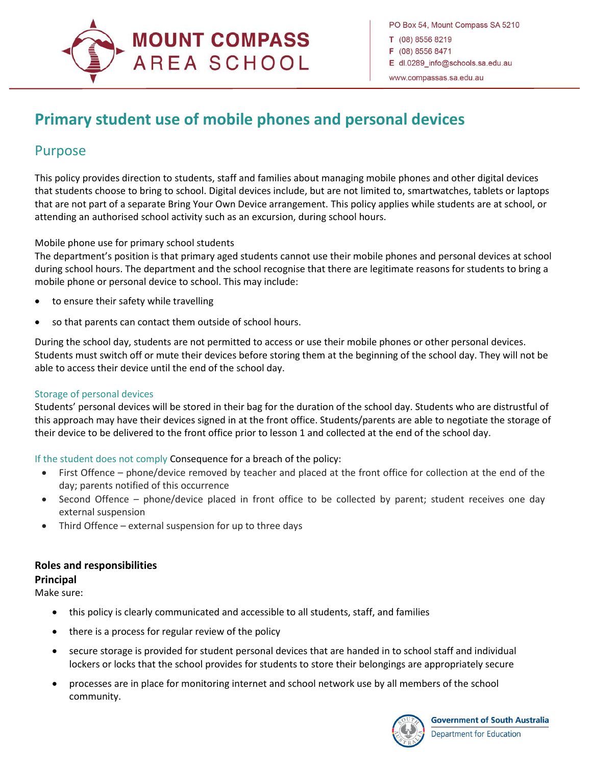MOUNT COMPASS AREA SCHOOL

PO Box 54, Mount Compass SA 5210
T (08) 8556 8219
F (08) 8556 8471
E dl.0289_info@schools.sa.edu.au
www.compassas.sa.edu.au

# Primary student use of mobile phones and personal devices

## Purpose

This policy provides direction to students, staff and families about managing mobile phones and other digital devices that students choose to bring to school. Digital devices include, but are not limited to, smartwatches, tablets or laptops that are not part of a separate Bring Your Own Device arrangement. This policy applies while students are at school, or attending an authorised school activity such as an excursion, during school hours.

Mobile phone use for primary school students

The department's position is that primary aged students cannot use their mobile phones and personal devices at school during school hours. The department and the school recognise that there are legitimate reasons for students to bring a mobile phone or personal device to school. This may include:

- to ensure their safety while travelling
- so that parents can contact them outside of school hours.

During the school day, students are not permitted to access or use their mobile phones or other personal devices. Students must switch off or mute their devices before storing them at the beginning of the school day. They will not be able to access their device until the end of the school day.

### Storage of personal devices

Students' personal devices will be stored in their bag for the duration of the school day. Students who are distrustful of this approach may have their devices signed in at the front office. Students/parents are able to negotiate the storage of their device to be delivered to the front office prior to lesson 1 and collected at the end of the school day.

If the student does not comply Consequence for a breach of the policy:

- First Offence – phone/device removed by teacher and placed at the front office for collection at the end of the day; parents notified of this occurrence
- Second Offence – phone/device placed in front office to be collected by parent; student receives one day external suspension
- Third Offence – external suspension for up to three days

**Roles and responsibilities**

**Principal**

Make sure:

- this policy is clearly communicated and accessible to all students, staff, and families
- there is a process for regular review of the policy
- secure storage is provided for student personal devices that are handed in to school staff and individual lockers or locks that the school provides for students to store their belongings are appropriately secure
- processes are in place for monitoring internet and school network use by all members of the school community.

Government of South Australia
Department for Education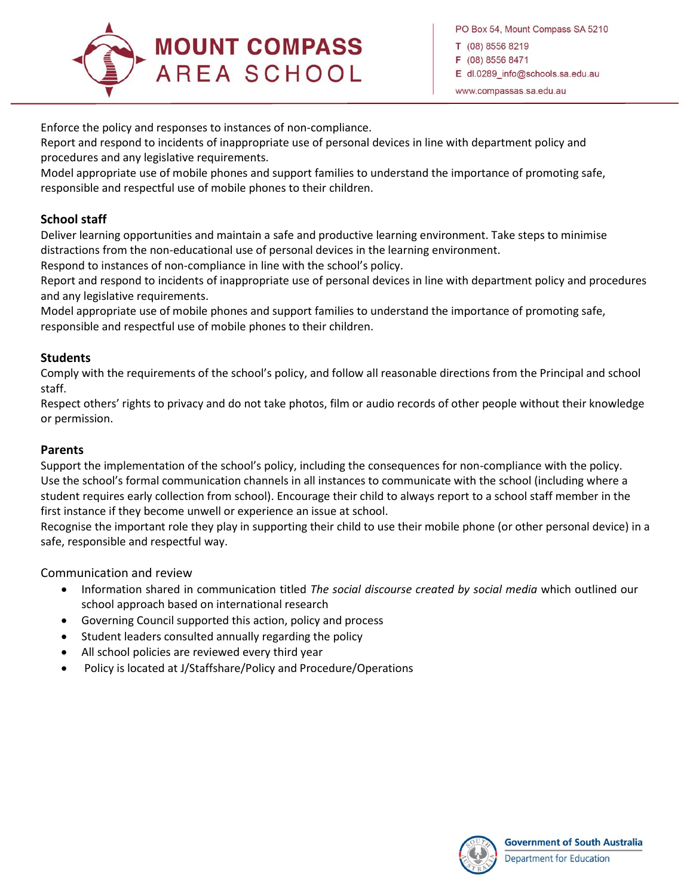Enforce the policy and responses to instances of non-compliance.
Report and respond to incidents of inappropriate use of personal devices in line with department policy and procedures and any legislative requirements.
Model appropriate use of mobile phones and support families to understand the importance of promoting safe, responsible and respectful use of mobile phones to their children.

### School staff

Deliver learning opportunities and maintain a safe and productive learning environment. Take steps to minimise distractions from the non-educational use of personal devices in the learning environment.
Respond to instances of non-compliance in line with the school's policy.
Report and respond to incidents of inappropriate use of personal devices in line with department policy and procedures and any legislative requirements.
Model appropriate use of mobile phones and support families to understand the importance of promoting safe, responsible and respectful use of mobile phones to their children.

### Students

Comply with the requirements of the school's policy, and follow all reasonable directions from the Principal and school staff.
Respect others' rights to privacy and do not take photos, film or audio records of other people without their knowledge or permission.

### Parents

Support the implementation of the school's policy, including the consequences for non-compliance with the policy.
Use the school's formal communication channels in all instances to communicate with the school (including where a student requires early collection from school). Encourage their child to always report to a school staff member in the first instance if they become unwell or experience an issue at school.
Recognise the important role they play in supporting their child to use their mobile phone (or other personal device) in a safe, responsible and respectful way.

## Communication and review

- Information shared in communication titled *The social discourse created by social media* which outlined our school approach based on international research
- Governing Council supported this action, policy and process
- Student leaders consulted annually regarding the policy
- All school policies are reviewed every third year
- Policy is located at J/Staffshare/Policy and Procedure/Operations